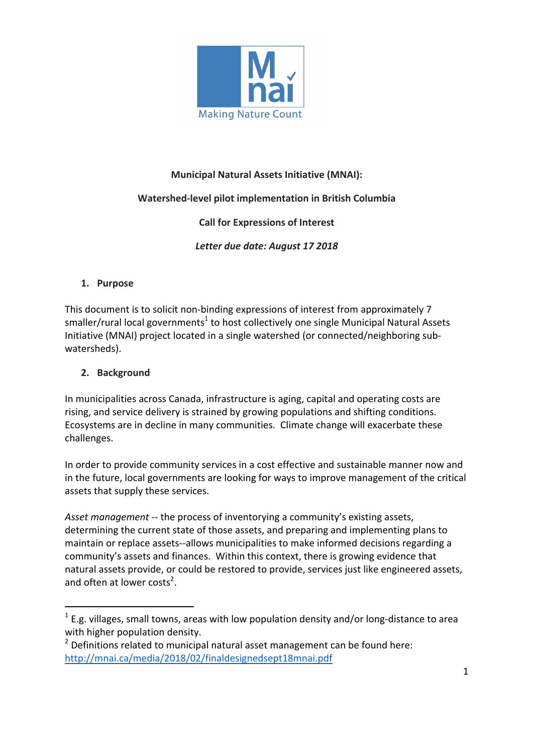Making Nature Count

**Municipal Natural Assets Initiative (MNAI):**

**Watershed-level pilot implementation in British Columbia**

**Call for Expressions of Interest**

***Letter due date: August 17 2018***

## 1. Purpose

This document is to solicit non-binding expressions of interest from approximately 7 smaller/rural local governments[1] to host collectively one single Municipal Natural Assets Initiative (MNAI) project located in a single watershed (or connected/neighboring sub-watersheds).

## 2. Background

In municipalities across Canada, infrastructure is aging, capital and operating costs are rising, and service delivery is strained by growing populations and shifting conditions. Ecosystems are in decline in many communities. Climate change will exacerbate these challenges.

In order to provide community services in a cost effective and sustainable manner now and in the future, local governments are looking for ways to improve management of the critical assets that supply these services.

*Asset management* -- the process of inventorying a community's existing assets, determining the current state of those assets, and preparing and implementing plans to maintain or replace assets--allows municipalities to make informed decisions regarding a community's assets and finances. Within this context, there is growing evidence that natural assets provide, or could be restored to provide, services just like engineered assets, and often at lower costs[2].

---

[1] E.g. villages, small towns, areas with low population density and/or long-distance to area with higher population density.

[2] Definitions related to municipal natural asset management can be found here: http://mnai.ca/media/2018/02/finaldesignedsept18mnai.pdf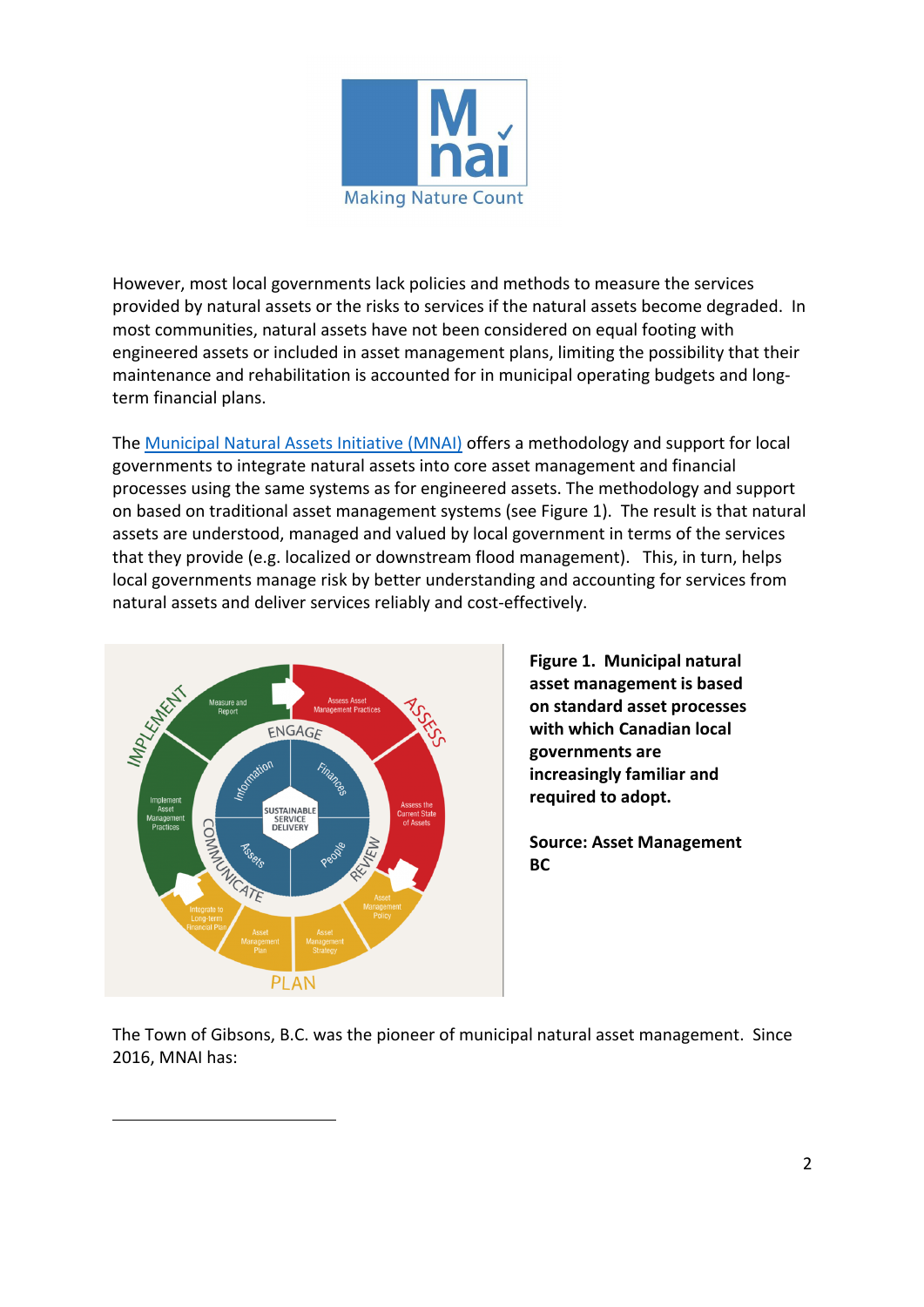However, most local governments lack policies and methods to measure the services provided by natural assets or the risks to services if the natural assets become degraded. In most communities, natural assets have not been considered on equal footing with engineered assets or included in asset management plans, limiting the possibility that their maintenance and rehabilitation is accounted for in municipal operating budgets and long-term financial plans.

The [Municipal Natural Assets Initiative (MNAI)](https://mnai.ca) offers a methodology and support for local governments to integrate natural assets into core asset management and financial processes using the same systems as for engineered assets. The methodology and support on based on traditional asset management systems (see Figure 1). The result is that natural assets are understood, managed and valued by local government in terms of the services that they provide (e.g. localized or downstream flood management). This, in turn, helps local governments manage risk by better understanding and accounting for services from natural assets and deliver services reliably and cost-effectively.

**Figure 1. Municipal natural asset management is based on standard asset processes with which Canadian local governments are increasingly familiar and required to adopt.**

**Source: Asset Management BC**

The Town of Gibsons, B.C. was the pioneer of municipal natural asset management. Since 2016, MNAI has: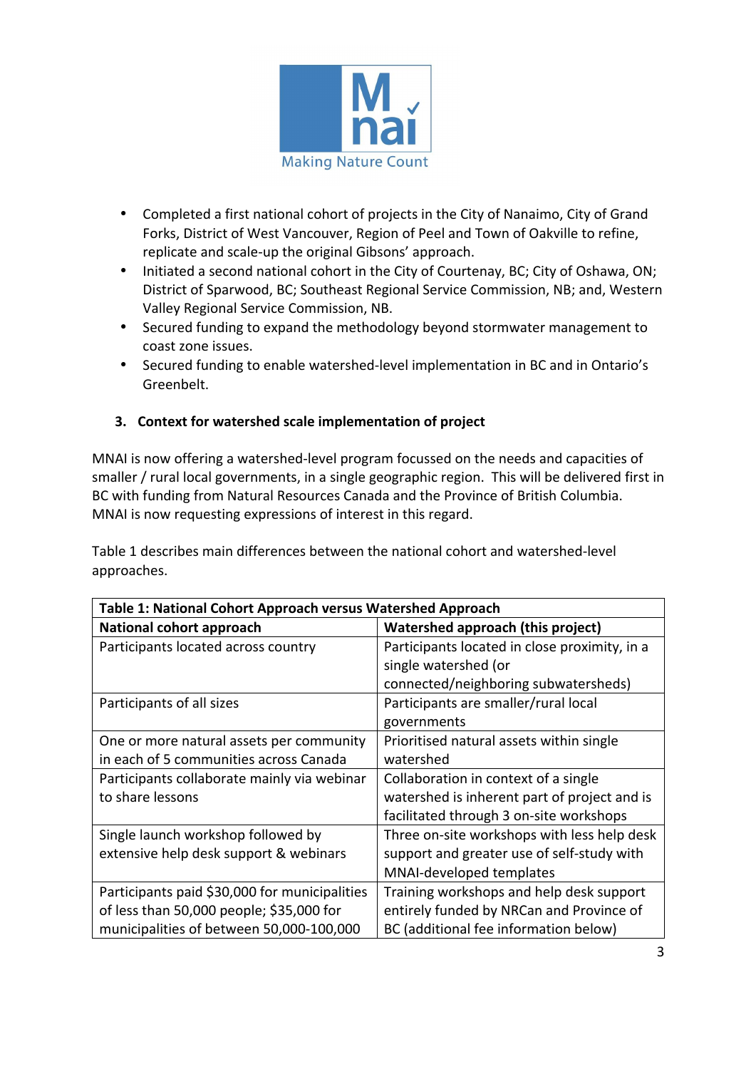- Completed a first national cohort of projects in the City of Nanaimo, City of Grand Forks, District of West Vancouver, Region of Peel and Town of Oakville to refine, replicate and scale-up the original Gibsons' approach.
- Initiated a second national cohort in the City of Courtenay, BC; City of Oshawa, ON; District of Sparwood, BC; Southeast Regional Service Commission, NB; and, Western Valley Regional Service Commission, NB.
- Secured funding to expand the methodology beyond stormwater management to coast zone issues.
- Secured funding to enable watershed-level implementation in BC and in Ontario's Greenbelt.

## 3. Context for watershed scale implementation of project

MNAI is now offering a watershed-level program focussed on the needs and capacities of smaller / rural local governments, in a single geographic region. This will be delivered first in BC with funding from Natural Resources Canada and the Province of British Columbia. MNAI is now requesting expressions of interest in this regard.

Table 1 describes main differences between the national cohort and watershed-level approaches.

**Table 1: National Cohort Approach versus Watershed Approach**

| National cohort approach | Watershed approach (this project) |
|---|---|
| Participants located across country | Participants located in close proximity, in a single watershed (or connected/neighboring subwatersheds) |
| Participants of all sizes | Participants are smaller/rural local governments |
| One or more natural assets per community in each of 5 communities across Canada | Prioritised natural assets within single watershed |
| Participants collaborate mainly via webinar to share lessons | Collaboration in context of a single watershed is inherent part of project and is facilitated through 3 on-site workshops |
| Single launch workshop followed by extensive help desk support & webinars | Three on-site workshops with less help desk support and greater use of self-study with MNAI-developed templates |
| Participants paid $30,000 for municipalities of less than 50,000 people; $35,000 for municipalities of between 50,000-100,000 | Training workshops and help desk support entirely funded by NRCan and Province of BC (additional fee information below) |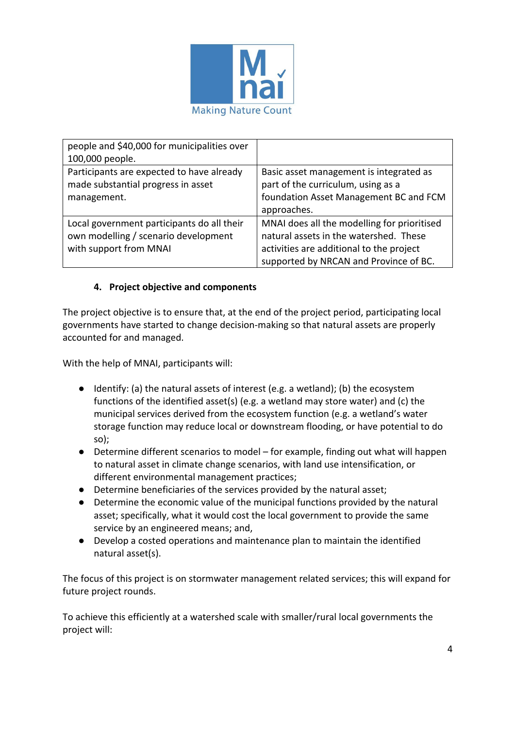| | |
|---|---|
| people and $40,000 for municipalities over 100,000 people. | |
| Participants are expected to have already made substantial progress in asset management. | Basic asset management is integrated as part of the curriculum, using as a foundation Asset Management BC and FCM approaches. |
| Local government participants do all their own modelling / scenario development with support from MNAI | MNAI does all the modelling for prioritised natural assets in the watershed. These activities are additional to the project supported by NRCAN and Province of BC. |

## 4. Project objective and components

The project objective is to ensure that, at the end of the project period, participating local governments have started to change decision-making so that natural assets are properly accounted for and managed.

With the help of MNAI, participants will:

- Identify: (a) the natural assets of interest (e.g. a wetland); (b) the ecosystem functions of the identified asset(s) (e.g. a wetland may store water) and (c) the municipal services derived from the ecosystem function (e.g. a wetland's water storage function may reduce local or downstream flooding, or have potential to do so);
- Determine different scenarios to model – for example, finding out what will happen to natural asset in climate change scenarios, with land use intensification, or different environmental management practices;
- Determine beneficiaries of the services provided by the natural asset;
- Determine the economic value of the municipal functions provided by the natural asset; specifically, what it would cost the local government to provide the same service by an engineered means; and,
- Develop a costed operations and maintenance plan to maintain the identified natural asset(s).

The focus of this project is on stormwater management related services; this will expand for future project rounds.

To achieve this efficiently at a watershed scale with smaller/rural local governments the project will: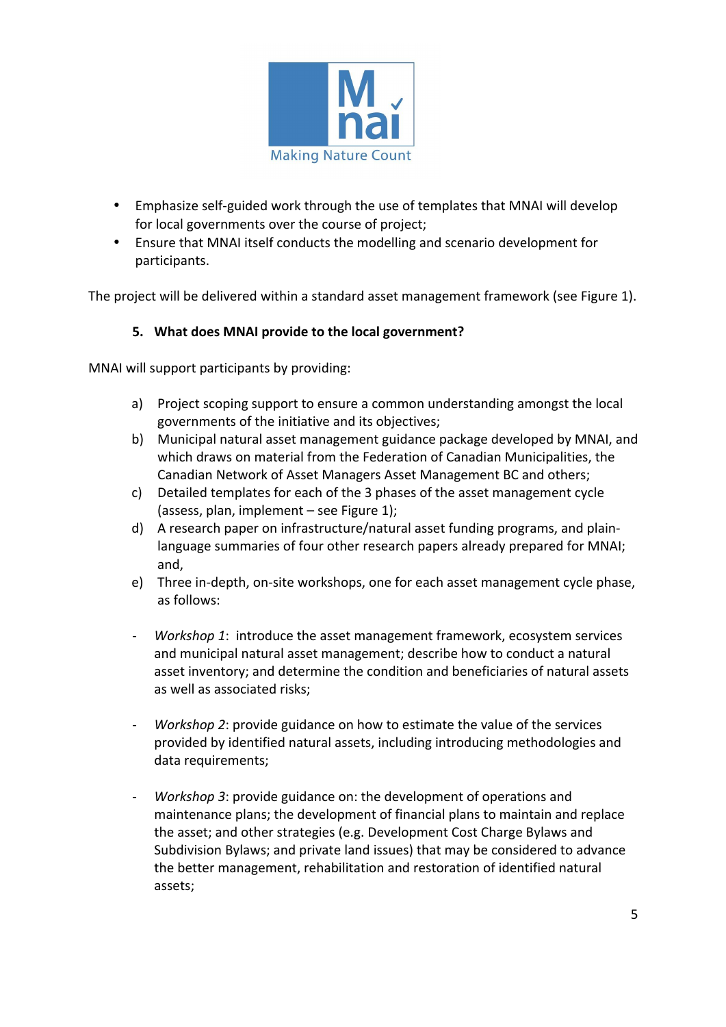- Emphasize self-guided work through the use of templates that MNAI will develop for local governments over the course of project;
- Ensure that MNAI itself conducts the modelling and scenario development for participants.

The project will be delivered within a standard asset management framework (see Figure 1).

### 5. What does MNAI provide to the local government?

MNAI will support participants by providing:

a) Project scoping support to ensure a common understanding amongst the local governments of the initiative and its objectives;
b) Municipal natural asset management guidance package developed by MNAI, and which draws on material from the Federation of Canadian Municipalities, the Canadian Network of Asset Managers Asset Management BC and others;
c) Detailed templates for each of the 3 phases of the asset management cycle (assess, plan, implement – see Figure 1);
d) A research paper on infrastructure/natural asset funding programs, and plain-language summaries of four other research papers already prepared for MNAI; and,
e) Three in-depth, on-site workshops, one for each asset management cycle phase, as follows:

- *Workshop 1*: introduce the asset management framework, ecosystem services and municipal natural asset management; describe how to conduct a natural asset inventory; and determine the condition and beneficiaries of natural assets as well as associated risks;

- *Workshop 2*: provide guidance on how to estimate the value of the services provided by identified natural assets, including introducing methodologies and data requirements;

- *Workshop 3*: provide guidance on: the development of operations and maintenance plans; the development of financial plans to maintain and replace the asset; and other strategies (e.g. Development Cost Charge Bylaws and Subdivision Bylaws; and private land issues) that may be considered to advance the better management, rehabilitation and restoration of identified natural assets;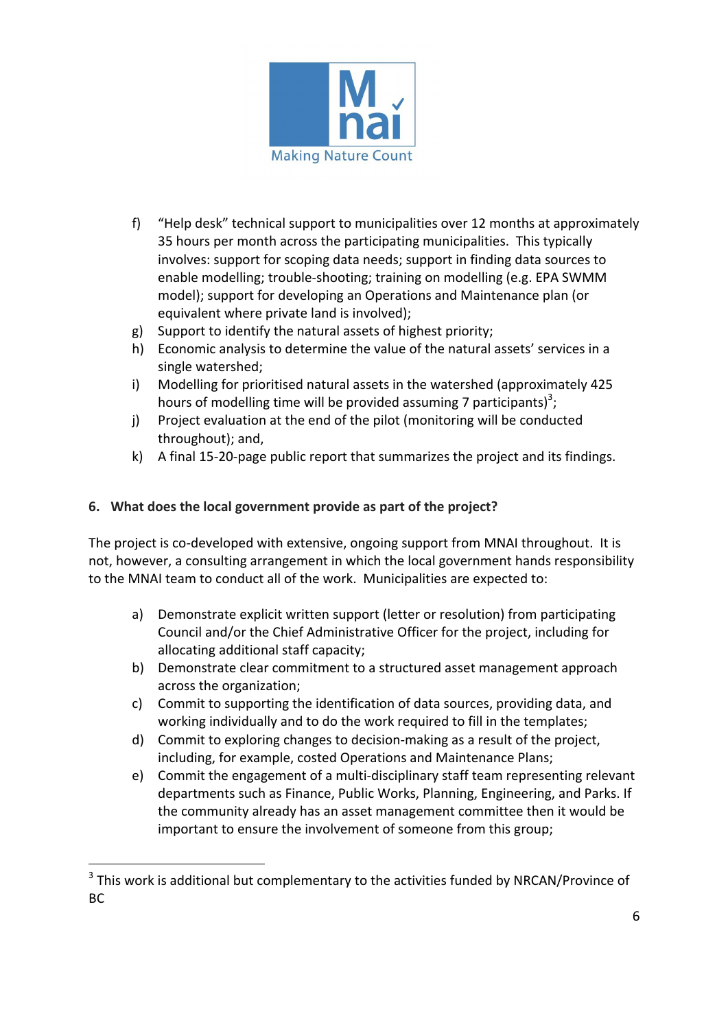f) "Help desk" technical support to municipalities over 12 months at approximately 35 hours per month across the participating municipalities. This typically involves: support for scoping data needs; support in finding data sources to enable modelling; trouble-shooting; training on modelling (e.g. EPA SWMM model); support for developing an Operations and Maintenance plan (or equivalent where private land is involved);
g) Support to identify the natural assets of highest priority;
h) Economic analysis to determine the value of the natural assets' services in a single watershed;
i) Modelling for prioritised natural assets in the watershed (approximately 425 hours of modelling time will be provided assuming 7 participants)[3];
j) Project evaluation at the end of the pilot (monitoring will be conducted throughout); and,
k) A final 15-20-page public report that summarizes the project and its findings.

**6. What does the local government provide as part of the project?**

The project is co-developed with extensive, ongoing support from MNAI throughout. It is not, however, a consulting arrangement in which the local government hands responsibility to the MNAI team to conduct all of the work. Municipalities are expected to:

a) Demonstrate explicit written support (letter or resolution) from participating Council and/or the Chief Administrative Officer for the project, including for allocating additional staff capacity;
b) Demonstrate clear commitment to a structured asset management approach across the organization;
c) Commit to supporting the identification of data sources, providing data, and working individually and to do the work required to fill in the templates;
d) Commit to exploring changes to decision-making as a result of the project, including, for example, costed Operations and Maintenance Plans;
e) Commit the engagement of a multi-disciplinary staff team representing relevant departments such as Finance, Public Works, Planning, Engineering, and Parks. If the community already has an asset management committee then it would be important to ensure the involvement of someone from this group;

[3] This work is additional but complementary to the activities funded by NRCAN/Province of BC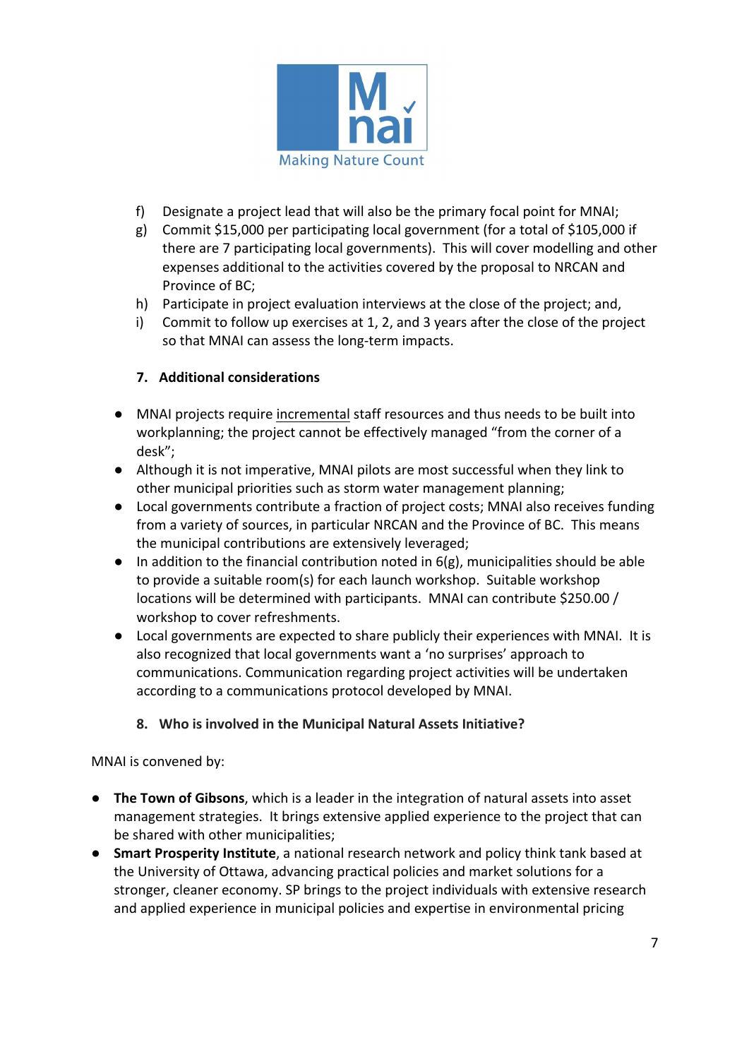f) Designate a project lead that will also be the primary focal point for MNAI;
g) Commit $15,000 per participating local government (for a total of $105,000 if there are 7 participating local governments). This will cover modelling and other expenses additional to the activities covered by the proposal to NRCAN and Province of BC;
h) Participate in project evaluation interviews at the close of the project; and,
i) Commit to follow up exercises at 1, 2, and 3 years after the close of the project so that MNAI can assess the long-term impacts.

### 7. Additional considerations

- MNAI projects require <u>incremental</u> staff resources and thus needs to be built into workplanning; the project cannot be effectively managed "from the corner of a desk";
- Although it is not imperative, MNAI pilots are most successful when they link to other municipal priorities such as storm water management planning;
- Local governments contribute a fraction of project costs; MNAI also receives funding from a variety of sources, in particular NRCAN and the Province of BC. This means the municipal contributions are extensively leveraged;
- In addition to the financial contribution noted in 6(g), municipalities should be able to provide a suitable room(s) for each launch workshop. Suitable workshop locations will be determined with participants. MNAI can contribute $250.00 / workshop to cover refreshments.
- Local governments are expected to share publicly their experiences with MNAI. It is also recognized that local governments want a 'no surprises' approach to communications. Communication regarding project activities will be undertaken according to a communications protocol developed by MNAI.

### 8. Who is involved in the Municipal Natural Assets Initiative?

MNAI is convened by:

- **The Town of Gibsons**, which is a leader in the integration of natural assets into asset management strategies. It brings extensive applied experience to the project that can be shared with other municipalities;
- **Smart Prosperity Institute**, a national research network and policy think tank based at the University of Ottawa, advancing practical policies and market solutions for a stronger, cleaner economy. SP brings to the project individuals with extensive research and applied experience in municipal policies and expertise in environmental pricing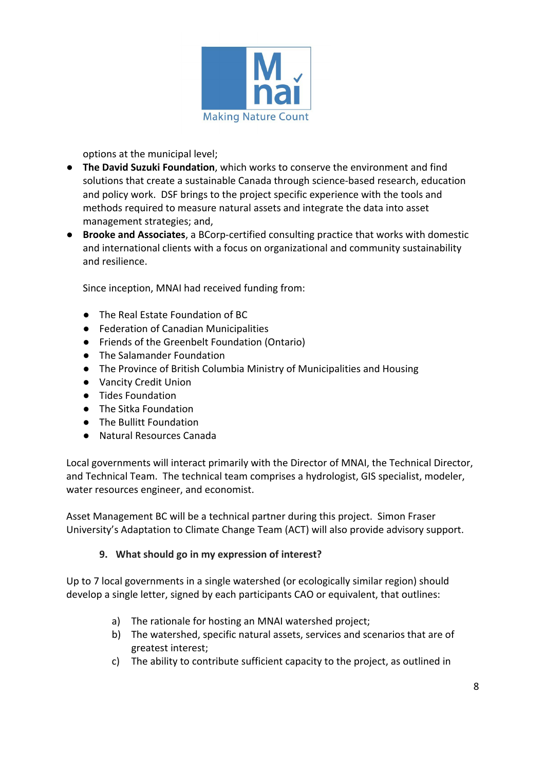options at the municipal level;

- **The David Suzuki Foundation**, which works to conserve the environment and find solutions that create a sustainable Canada through science-based research, education and policy work. DSF brings to the project specific experience with the tools and methods required to measure natural assets and integrate the data into asset management strategies; and,
- **Brooke and Associates**, a BCorp-certified consulting practice that works with domestic and international clients with a focus on organizational and community sustainability and resilience.

Since inception, MNAI had received funding from:

- The Real Estate Foundation of BC
- Federation of Canadian Municipalities
- Friends of the Greenbelt Foundation (Ontario)
- The Salamander Foundation
- The Province of British Columbia Ministry of Municipalities and Housing
- Vancity Credit Union
- Tides Foundation
- The Sitka Foundation
- The Bullitt Foundation
- Natural Resources Canada

Local governments will interact primarily with the Director of MNAI, the Technical Director, and Technical Team. The technical team comprises a hydrologist, GIS specialist, modeler, water resources engineer, and economist.

Asset Management BC will be a technical partner during this project. Simon Fraser University's Adaptation to Climate Change Team (ACT) will also provide advisory support.

### 9. What should go in my expression of interest?

Up to 7 local governments in a single watershed (or ecologically similar region) should develop a single letter, signed by each participants CAO or equivalent, that outlines:

a) The rationale for hosting an MNAI watershed project;
b) The watershed, specific natural assets, services and scenarios that are of greatest interest;
c) The ability to contribute sufficient capacity to the project, as outlined in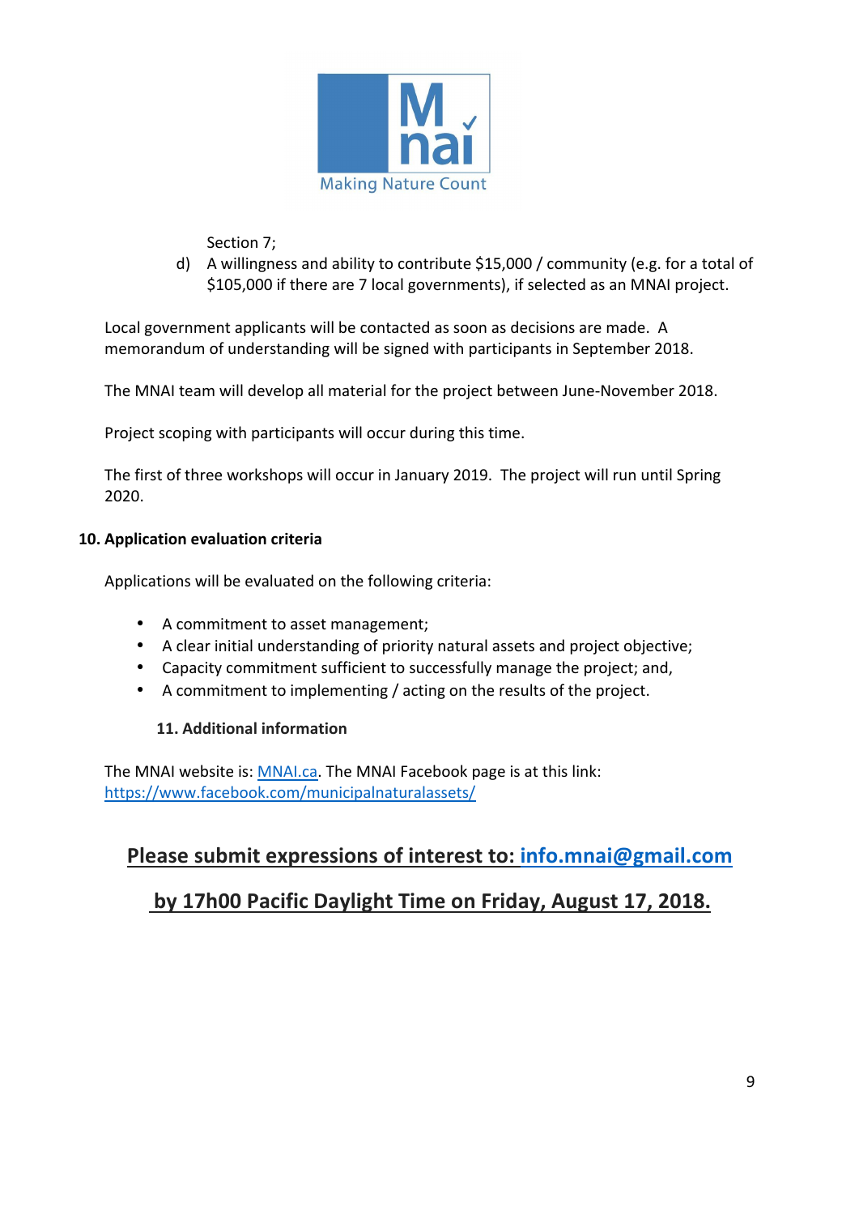Section 7;

d) A willingness and ability to contribute $15,000 / community (e.g. for a total of $105,000 if there are 7 local governments), if selected as an MNAI project.

Local government applicants will be contacted as soon as decisions are made. A memorandum of understanding will be signed with participants in September 2018.

The MNAI team will develop all material for the project between June-November 2018.

Project scoping with participants will occur during this time.

The first of three workshops will occur in January 2019. The project will run until Spring 2020.

## 10. Application evaluation criteria

Applications will be evaluated on the following criteria:

- A commitment to asset management;
- A clear initial understanding of priority natural assets and project objective;
- Capacity commitment sufficient to successfully manage the project; and,
- A commitment to implementing / acting on the results of the project.

## 11. Additional information

The MNAI website is: [MNAI.ca](MNAI.ca). The MNAI Facebook page is at this link: https://www.facebook.com/municipalnaturalassets/

**Please submit expressions of interest to: info.mnai@gmail.com**

**by 17h00 Pacific Daylight Time on Friday, August 17, 2018.**